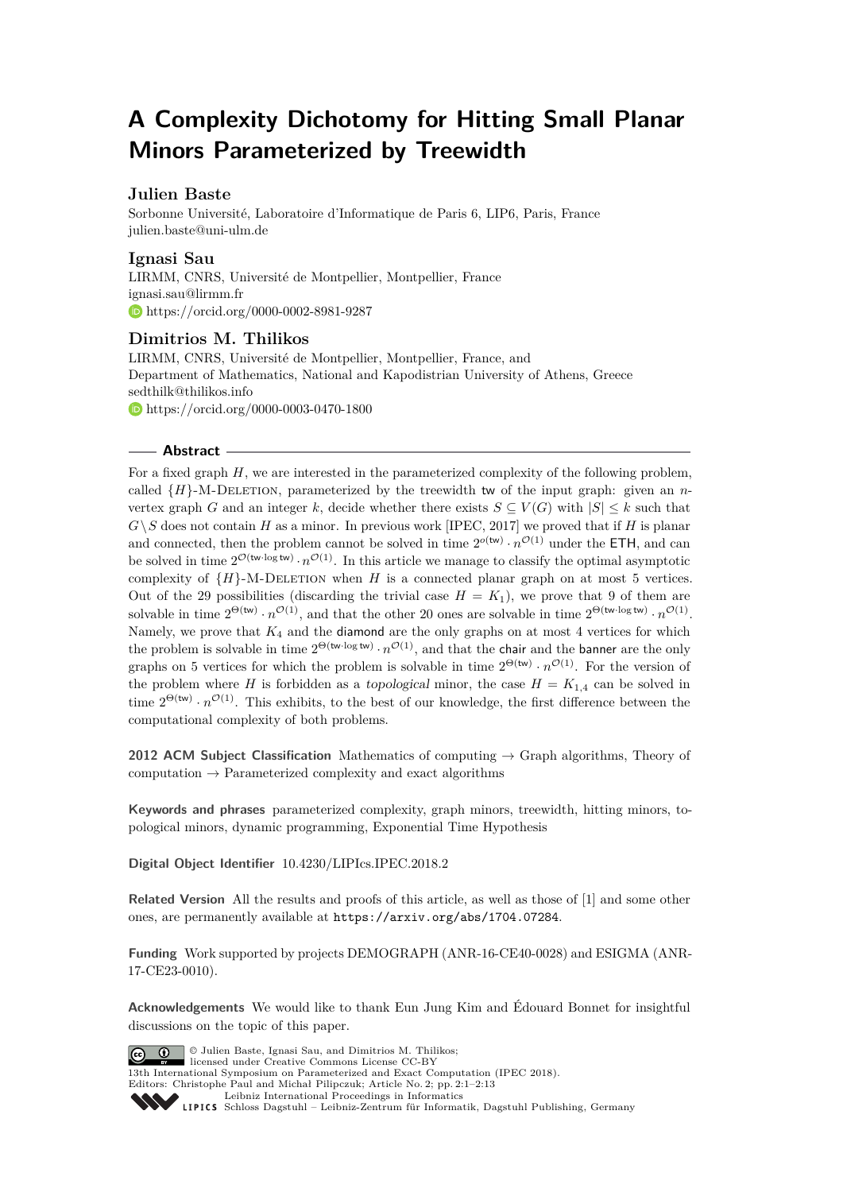# A Complexity Dichotomy for Hitting Small Planar Minors Parameterized by Treewidth

## Julien Baste

Sorbonne Université, Laboratoire d'Informatique de Paris 6, LIP6, Paris, France
julien.baste@uni-ulm.de

## Ignasi Sau

LIRMM, CNRS, Université de Montpellier, Montpellier, France
ignasi.sau@lirmm.fr
https://orcid.org/0000-0002-8981-9287

## Dimitrios M. Thilikos

LIRMM, CNRS, Université de Montpellier, Montpellier, France, and
Department of Mathematics, National and Kapodistrian University of Athens, Greece
sedthilk@thilikos.info
https://orcid.org/0000-0003-0470-1800

### Abstract

For a fixed graph $H$, we are interested in the parameterized complexity of the following problem, called $\{H\}$-M-Deletion, parameterized by the treewidth $\mathsf{tw}$ of the input graph: given an $n$-vertex graph $G$ and an integer $k$, decide whether there exists $S \subseteq V(G)$ with $|S| \leq k$ such that $G \setminus S$ does not contain $H$ as a minor. In previous work [IPEC, 2017] we proved that if $H$ is planar and connected, then the problem cannot be solved in time $2^{o(\mathsf{tw})} \cdot n^{\mathcal{O}(1)}$ under the ETH, and can be solved in time $2^{\mathcal{O}(\mathsf{tw} \cdot \log \mathsf{tw})} \cdot n^{\mathcal{O}(1)}$. In this article we manage to classify the optimal asymptotic complexity of $\{H\}$-M-Deletion when $H$ is a connected planar graph on at most 5 vertices. Out of the 29 possibilities (discarding the trivial case $H = K_1$), we prove that 9 of them are solvable in time $2^{\Theta(\mathsf{tw})} \cdot n^{\mathcal{O}(1)}$, and that the other 20 ones are solvable in time $2^{\Theta(\mathsf{tw} \cdot \log \mathsf{tw})} \cdot n^{\mathcal{O}(1)}$. Namely, we prove that $K_4$ and the diamond are the only graphs on at most 4 vertices for which the problem is solvable in time $2^{\Theta(\mathsf{tw} \cdot \log \mathsf{tw})} \cdot n^{\mathcal{O}(1)}$, and that the chair and the banner are the only graphs on 5 vertices for which the problem is solvable in time $2^{\Theta(\mathsf{tw})} \cdot n^{\mathcal{O}(1)}$. For the version of the problem where $H$ is forbidden as a *topological* minor, the case $H = K_{1,4}$ can be solved in time $2^{\Theta(\mathsf{tw})} \cdot n^{\mathcal{O}(1)}$. This exhibits, to the best of our knowledge, the first difference between the computational complexity of both problems.

**2012 ACM Subject Classification** Mathematics of computing → Graph algorithms, Theory of computation → Parameterized complexity and exact algorithms

**Keywords and phrases** parameterized complexity, graph minors, treewidth, hitting minors, topological minors, dynamic programming, Exponential Time Hypothesis

**Digital Object Identifier** 10.4230/LIPIcs.IPEC.2018.2

**Related Version** All the results and proofs of this article, as well as those of [1] and some other ones, are permanently available at https://arxiv.org/abs/1704.07284.

**Funding** Work supported by projects DEMOGRAPH (ANR-16-CE40-0028) and ESIGMA (ANR-17-CE23-0010).

**Acknowledgements** We would like to thank Eun Jung Kim and Édouard Bonnet for insightful discussions on the topic of this paper.

© Julien Baste, Ignasi Sau, and Dimitrios M. Thilikos;
licensed under Creative Commons License CC-BY
13th International Symposium on Parameterized and Exact Computation (IPEC 2018).
Editors: Christophe Paul and Michał Pilipczuk; Article No. 2; pp. 2:1–2:13
Leibniz International Proceedings in Informatics
Schloss Dagstuhl – Leibniz-Zentrum für Informatik, Dagstuhl Publishing, Germany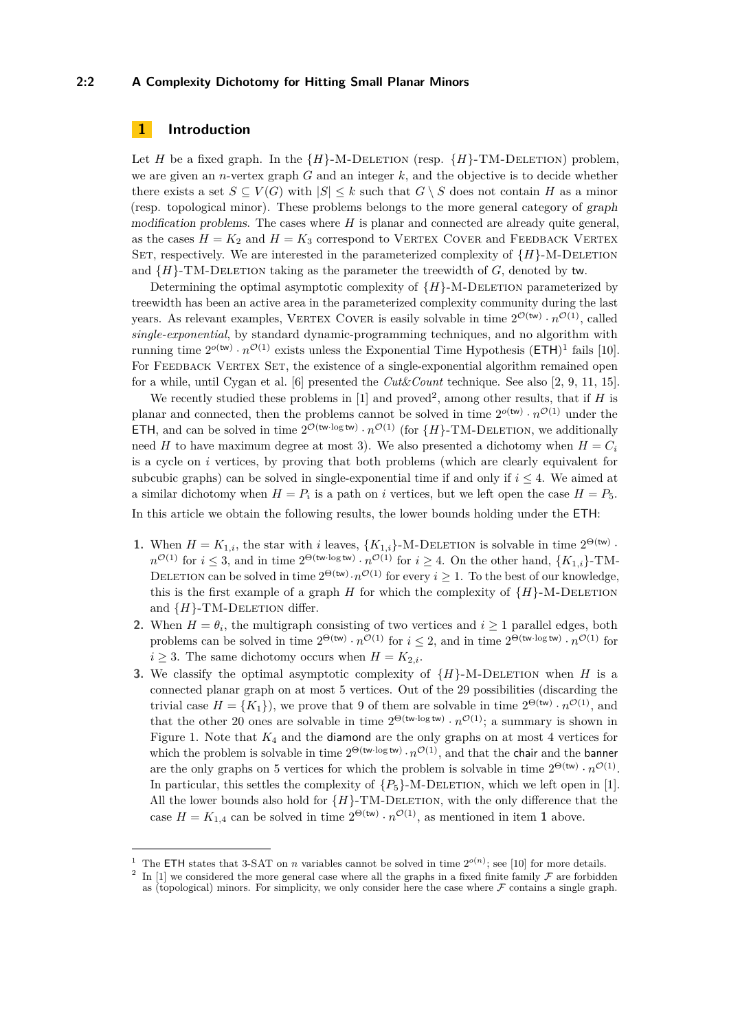# 1 Introduction

Let $H$ be a fixed graph. In the $\{H\}$-M-Deletion (resp. $\{H\}$-TM-Deletion) problem, we are given an $n$-vertex graph $G$ and an integer $k$, and the objective is to decide whether there exists a set $S \subseteq V(G)$ with $|S| \leq k$ such that $G \setminus S$ does not contain $H$ as a minor (resp. topological minor). These problems belongs to the more general category of *graph modification problems*. The cases where $H$ is planar and connected are already quite general, as the cases $H = K_2$ and $H = K_3$ correspond to Vertex Cover and Feedback Vertex Set, respectively. We are interested in the parameterized complexity of $\{H\}$-M-Deletion and $\{H\}$-TM-Deletion taking as the parameter the treewidth of $G$, denoted by $\mathsf{tw}$.

Determining the optimal asymptotic complexity of $\{H\}$-M-Deletion parameterized by treewidth has been an active area in the parameterized complexity community during the last years. As relevant examples, Vertex Cover is easily solvable in time $2^{\mathcal{O}(\mathsf{tw})} \cdot n^{\mathcal{O}(1)}$, called *single-exponential*, by standard dynamic-programming techniques, and no algorithm with running time $2^{o(\mathsf{tw})} \cdot n^{\mathcal{O}(1)}$ exists unless the Exponential Time Hypothesis ($\mathsf{ETH}$)[1] fails [10]. For Feedback Vertex Set, the existence of a single-exponential algorithm remained open for a while, until Cygan et al. [6] presented the *Cut&Count* technique. See also [2, 9, 11, 15].

We recently studied these problems in [1] and proved[2], among other results, that if $H$ is planar and connected, then the problems cannot be solved in time $2^{o(\mathsf{tw})} \cdot n^{\mathcal{O}(1)}$ under the $\mathsf{ETH}$, and can be solved in time $2^{\mathcal{O}(\mathsf{tw} \cdot \log \mathsf{tw})} \cdot n^{\mathcal{O}(1)}$ (for $\{H\}$-TM-Deletion, we additionally need $H$ to have maximum degree at most 3). We also presented a dichotomy when $H = C_i$ is a cycle on $i$ vertices, by proving that both problems (which are clearly equivalent for subcubic graphs) can be solved in single-exponential time if and only if $i \leq 4$. We aimed at a similar dichotomy when $H = P_i$ is a path on $i$ vertices, but we left open the case $H = P_5$.

In this article we obtain the following results, the lower bounds holding under the $\mathsf{ETH}$:

1. When $H = K_{1,i}$, the star with $i$ leaves, $\{K_{1,i}\}$-M-Deletion is solvable in time $2^{\Theta(\mathsf{tw})} \cdot n^{\mathcal{O}(1)}$ for $i \leq 3$, and in time $2^{\Theta(\mathsf{tw} \cdot \log \mathsf{tw})} \cdot n^{\mathcal{O}(1)}$ for $i \geq 4$. On the other hand, $\{K_{1,i}\}$-TM-Deletion can be solved in time $2^{\Theta(\mathsf{tw})} \cdot n^{\mathcal{O}(1)}$ for every $i \geq 1$. To the best of our knowledge, this is the first example of a graph $H$ for which the complexity of $\{H\}$-M-Deletion and $\{H\}$-TM-Deletion differ.
2. When $H = \theta_i$, the multigraph consisting of two vertices and $i \geq 1$ parallel edges, both problems can be solved in time $2^{\Theta(\mathsf{tw})} \cdot n^{\mathcal{O}(1)}$ for $i \leq 2$, and in time $2^{\Theta(\mathsf{tw} \cdot \log \mathsf{tw})} \cdot n^{\mathcal{O}(1)}$ for $i \geq 3$. The same dichotomy occurs when $H = K_{2,i}$.
3. We classify the optimal asymptotic complexity of $\{H\}$-M-Deletion when $H$ is a connected planar graph on at most 5 vertices. Out of the 29 possibilities (discarding the trivial case $H = \{K_1\}$), we prove that 9 of them are solvable in time $2^{\Theta(\mathsf{tw})} \cdot n^{\mathcal{O}(1)}$, and that the other 20 ones are solvable in time $2^{\Theta(\mathsf{tw} \cdot \log \mathsf{tw})} \cdot n^{\mathcal{O}(1)}$; a summary is shown in Figure 1. Note that $K_4$ and the $\mathsf{diamond}$ are the only graphs on at most 4 vertices for which the problem is solvable in time $2^{\Theta(\mathsf{tw} \cdot \log \mathsf{tw})} \cdot n^{\mathcal{O}(1)}$, and that the $\mathsf{chair}$ and the $\mathsf{banner}$ are the only graphs on 5 vertices for which the problem is solvable in time $2^{\Theta(\mathsf{tw})} \cdot n^{\mathcal{O}(1)}$. In particular, this settles the complexity of $\{P_5\}$-M-Deletion, which we left open in [1]. All the lower bounds also hold for $\{H\}$-TM-Deletion, with the only difference that the case $H = K_{1,4}$ can be solved in time $2^{\Theta(\mathsf{tw})} \cdot n^{\mathcal{O}(1)}$, as mentioned in item **1** above.

---

[1] The $\mathsf{ETH}$ states that 3-SAT on $n$ variables cannot be solved in time $2^{o(n)}$; see [10] for more details.

[2] In [1] we considered the more general case where all the graphs in a fixed finite family $\mathcal{F}$ are forbidden as (topological) minors. For simplicity, we only consider here the case where $\mathcal{F}$ contains a single graph.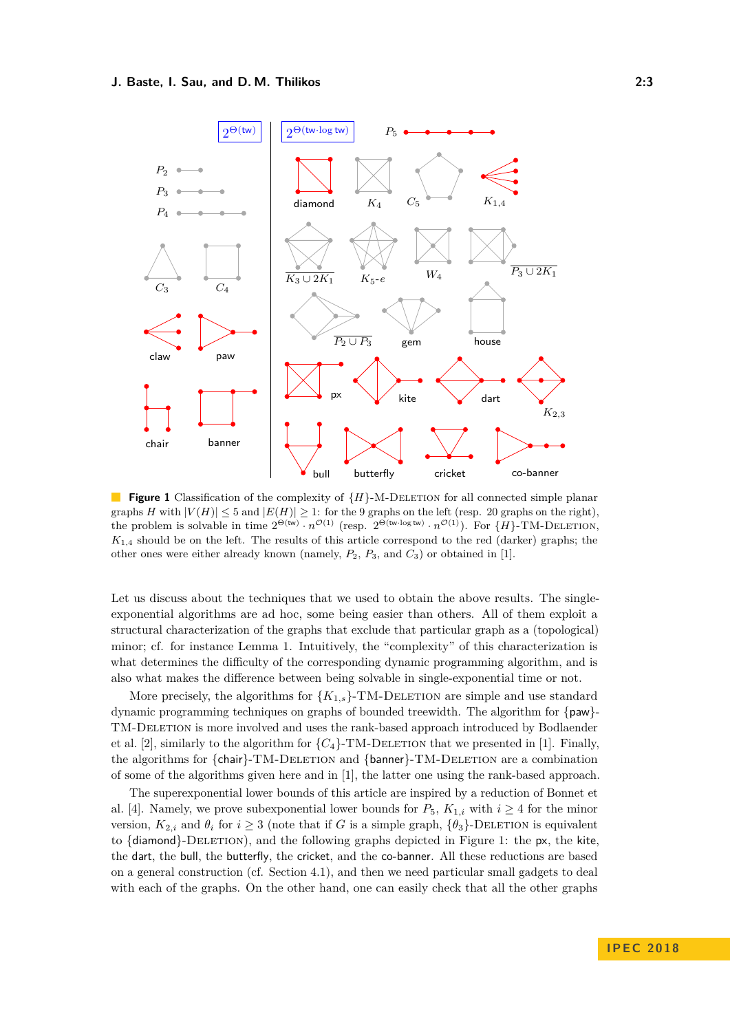**Figure 1** Classification of the complexity of $\{H\}$-M-Deletion for all connected simple planar graphs $H$ with $|V(H)| \leq 5$ and $|E(H)| \geq 1$: for the 9 graphs on the left (resp. 20 graphs on the right), the problem is solvable in time $2^{\Theta(\mathrm{tw})} \cdot n^{\mathcal{O}(1)}$ (resp. $2^{\Theta(\mathrm{tw} \cdot \log \mathrm{tw})} \cdot n^{\mathcal{O}(1)}$). For $\{H\}$-TM-Deletion, $K_{1,4}$ should be on the left. The results of this article correspond to the red (darker) graphs; the other ones were either already known (namely, $P_2$, $P_3$, and $C_3$) or obtained in [1].

Let us discuss about the techniques that we used to obtain the above results. The single-exponential algorithms are ad hoc, some being easier than others. All of them exploit a structural characterization of the graphs that exclude that particular graph as a (topological) minor; cf. for instance Lemma 1. Intuitively, the "complexity" of this characterization is what determines the difficulty of the corresponding dynamic programming algorithm, and is also what makes the difference between being solvable in single-exponential time or not.

More precisely, the algorithms for $\{K_{1,s}\}$-TM-Deletion are simple and use standard dynamic programming techniques on graphs of bounded treewidth. The algorithm for $\{\text{paw}\}$-TM-Deletion is more involved and uses the rank-based approach introduced by Bodlaender et al. [2], similarly to the algorithm for $\{C_4\}$-TM-Deletion that we presented in [1]. Finally, the algorithms for $\{\text{chair}\}$-TM-Deletion and $\{\text{banner}\}$-TM-Deletion are a combination of some of the algorithms given here and in [1], the latter one using the rank-based approach.

The superexponential lower bounds of this article are inspired by a reduction of Bonnet et al. [4]. Namely, we prove subexponential lower bounds for $P_5$, $K_{1,i}$ with $i \geq 4$ for the minor version, $K_{2,i}$ and $\theta_i$ for $i \geq 3$ (note that if $G$ is a simple graph, $\{\theta_3\}$-Deletion is equivalent to $\{\text{diamond}\}$-Deletion), and the following graphs depicted in Figure 1: the px, the kite, the dart, the bull, the butterfly, the cricket, and the co-banner. All these reductions are based on a general construction (cf. Section 4.1), and then we need particular small gadgets to deal with each of the graphs. On the other hand, one can easily check that all the other graphs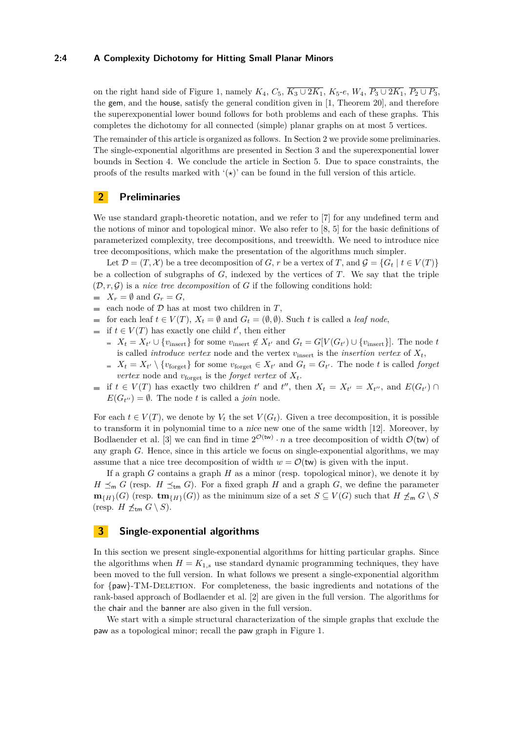on the right hand side of Figure 1, namely $K_4$, $C_5$, $\overline{K_3 \cup 2K_1}$, $K_5$-$e$, $W_4$, $\overline{P_3 \cup 2K_1}$, $\overline{P_2 \cup P_3}$, the gem, and the house, satisfy the general condition given in [1, Theorem 20], and therefore the superexponential lower bound follows for both problems and each of these graphs. This completes the dichotomy for all connected (simple) planar graphs on at most 5 vertices.

The remainder of this article is organized as follows. In Section 2 we provide some preliminaries. The single-exponential algorithms are presented in Section 3 and the superexponential lower bounds in Section 4. We conclude the article in Section 5. Due to space constraints, the proofs of the results marked with '($\star$)' can be found in the full version of this article.

## 2 Preliminaries

We use standard graph-theoretic notation, and we refer to [7] for any undefined term and the notions of minor and topological minor. We also refer to [8, 5] for the basic definitions of parameterized complexity, tree decompositions, and treewidth. We need to introduce nice tree decompositions, which make the presentation of the algorithms much simpler.

Let $\mathcal{D} = (T, \mathcal{X})$ be a tree decomposition of $G$, $r$ be a vertex of $T$, and $\mathcal{G} = \{G_t \mid t \in V(T)\}$ be a collection of subgraphs of $G$, indexed by the vertices of $T$. We say that the triple $(\mathcal{D}, r, \mathcal{G})$ is a *nice tree decomposition* of $G$ if the following conditions hold:

- $X_r = \emptyset$ and $G_r = G$,
- each node of $\mathcal{D}$ has at most two children in $T$,
- for each leaf $t \in V(T)$, $X_t = \emptyset$ and $G_t = (\emptyset, \emptyset)$. Such $t$ is called a *leaf node*,
- if $t \in V(T)$ has exactly one child $t'$, then either
  - $X_t = X_{t'} \cup \{v_{\text{insert}}\}$ for some $v_{\text{insert}} \notin X_{t'}$ and $G_t = G[V(G_{t'}) \cup \{v_{\text{insert}}\}]$. The node $t$ is called *introduce vertex* node and the vertex $v_{\text{insert}}$ is the *insertion vertex* of $X_t$,
  - $X_t = X_{t'} \setminus \{v_{\text{forget}}\}$ for some $v_{\text{forget}} \in X_{t'}$ and $G_t = G_{t'}$. The node $t$ is called *forget vertex* node and $v_{\text{forget}}$ is the *forget vertex* of $X_t$.
- if $t \in V(T)$ has exactly two children $t'$ and $t''$, then $X_t = X_{t'} = X_{t''}$, and $E(G_{t'}) \cap E(G_{t''}) = \emptyset$. The node $t$ is called a *join* node.

For each $t \in V(T)$, we denote by $V_t$ the set $V(G_t)$. Given a tree decomposition, it is possible to transform it in polynomial time to a *nice* new one of the same width [12]. Moreover, by Bodlaender et al. [3] we can find in time $2^{\mathcal{O}(\mathsf{tw})} \cdot n$ a tree decomposition of width $\mathcal{O}(\mathsf{tw})$ of any graph $G$. Hence, since in this article we focus on single-exponential algorithms, we may assume that a nice tree decomposition of width $w = \mathcal{O}(\mathsf{tw})$ is given with the input.

If a graph $G$ contains a graph $H$ as a minor (resp. topological minor), we denote it by $H \preceq_{\mathsf{m}} G$ (resp. $H \preceq_{\mathsf{tm}} G$). For a fixed graph $H$ and a graph $G$, we define the parameter $\mathbf{m}_{\{H\}}(G)$ (resp. $\mathbf{tm}_{\{H\}}(G)$) as the minimum size of a set $S \subseteq V(G)$ such that $H \not\preceq_{\mathsf{m}} G \setminus S$ (resp. $H \not\preceq_{\mathsf{tm}} G \setminus S$).

## 3 Single-exponential algorithms

In this section we present single-exponential algorithms for hitting particular graphs. Since the algorithms when $H = K_{1,s}$ use standard dynamic programming techniques, they have been moved to the full version. In what follows we present a single-exponential algorithm for {paw}-TM-Deletion. For completeness, the basic ingredients and notations of the rank-based approach of Bodlaender et al. [2] are given in the full version. The algorithms for the chair and the banner are also given in the full version.

We start with a simple structural characterization of the simple graphs that exclude the paw as a topological minor; recall the paw graph in Figure 1.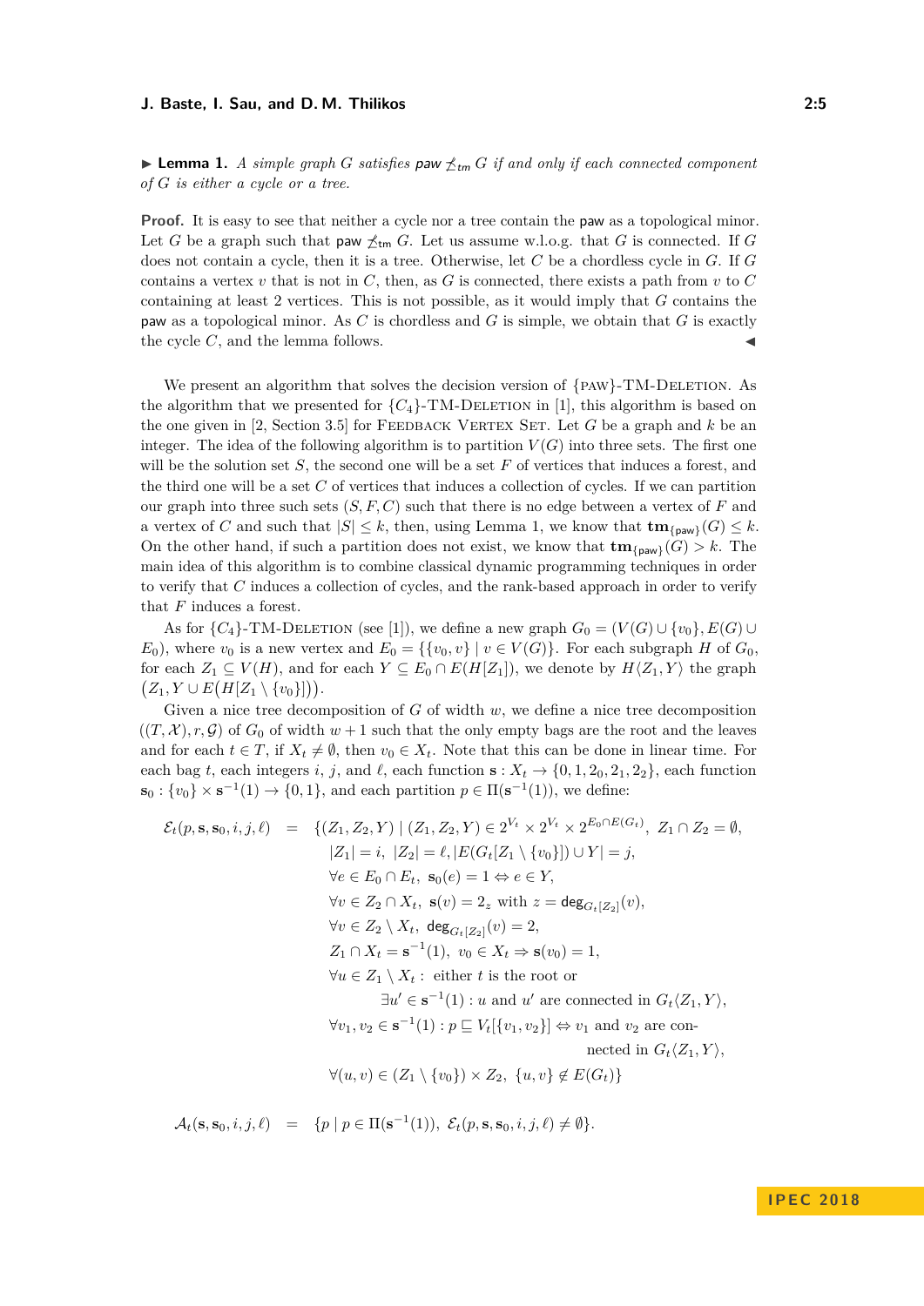▶ **Lemma 1.** *A simple graph $G$ satisfies $\mathsf{paw} \not\preceq_{tm} G$ if and only if each connected component of $G$ is either a cycle or a tree.*

**Proof.** It is easy to see that neither a cycle nor a tree contain the paw as a topological minor. Let $G$ be a graph such that $\mathsf{paw} \not\preceq_{\mathsf{tm}} G$. Let us assume w.l.o.g. that $G$ is connected. If $G$ does not contain a cycle, then it is a tree. Otherwise, let $C$ be a chordless cycle in $G$. If $G$ contains a vertex $v$ that is not in $C$, then, as $G$ is connected, there exists a path from $v$ to $C$ containing at least 2 vertices. This is not possible, as it would imply that $G$ contains the paw as a topological minor. As $C$ is chordless and $G$ is simple, we obtain that $G$ is exactly the cycle $C$, and the lemma follows. ◀

We present an algorithm that solves the decision version of {PAW}-TM-DELETION. As the algorithm that we presented for $\{C_4\}$-TM-DELETION in [1], this algorithm is based on the one given in [2, Section 3.5] for FEEDBACK VERTEX SET. Let $G$ be a graph and $k$ be an integer. The idea of the following algorithm is to partition $V(G)$ into three sets. The first one will be the solution set $S$, the second one will be a set $F$ of vertices that induces a forest, and the third one will be a set $C$ of vertices that induces a collection of cycles. If we can partition our graph into three such sets $(S, F, C)$ such that there is no edge between a vertex of $F$ and a vertex of $C$ and such that $|S| \leq k$, then, using Lemma 1, we know that $\mathbf{tm}_{\{\mathsf{paw}\}}(G) \leq k$. On the other hand, if such a partition does not exist, we know that $\mathbf{tm}_{\{\mathsf{paw}\}}(G) > k$. The main idea of this algorithm is to combine classical dynamic programming techniques in order to verify that $C$ induces a collection of cycles, and the rank-based approach in order to verify that $F$ induces a forest.

As for $\{C_4\}$-TM-DELETION (see [1]), we define a new graph $G_0 = (V(G) \cup \{v_0\}, E(G) \cup E_0)$, where $v_0$ is a new vertex and $E_0 = \{\{v_0, v\} \mid v \in V(G)\}$. For each subgraph $H$ of $G_0$, for each $Z_1 \subseteq V(H)$, and for each $Y \subseteq E_0 \cap E(H[Z_1])$, we denote by $H\langle Z_1, Y\rangle$ the graph $\big(Z_1, Y \cup E\big(H[Z_1 \setminus \{v_0\}]\big)\big)$.

Given a nice tree decomposition of $G$ of width $w$, we define a nice tree decomposition $((T, \mathcal{X}), r, \mathcal{G})$ of $G_0$ of width $w+1$ such that the only empty bags are the root and the leaves and for each $t \in T$, if $X_t \neq \emptyset$, then $v_0 \in X_t$. Note that this can be done in linear time. For each bag $t$, each integers $i$, $j$, and $\ell$, each function $\mathbf{s} : X_t \to \{0, 1, 2_0, 2_1, 2_2\}$, each function $\mathbf{s}_0 : \{v_0\} \times \mathbf{s}^{-1}(1) \to \{0, 1\}$, and each partition $p \in \Pi(\mathbf{s}^{-1}(1))$, we define:

$$
\begin{aligned}
\mathcal{E}_t(p, \mathbf{s}, \mathbf{s}_0, i, j, \ell) \quad = \quad & \{(Z_1, Z_2, Y) \mid (Z_1, Z_2, Y) \in 2^{V_t} \times 2^{V_t} \times 2^{E_0 \cap E(G_t)},\ Z_1 \cap Z_2 = \emptyset, \\
& |Z_1| = i,\ |Z_2| = \ell, |E(G_t[Z_1 \setminus \{v_0\}]) \cup Y| = j, \\
& \forall e \in E_0 \cap E_t,\ \mathbf{s}_0(e) = 1 \Leftrightarrow e \in Y, \\
& \forall v \in Z_2 \cap X_t,\ \mathbf{s}(v) = 2_z \text{ with } z = \mathsf{deg}_{G_t[Z_2]}(v), \\
& \forall v \in Z_2 \setminus X_t,\ \mathsf{deg}_{G_t[Z_2]}(v) = 2, \\
& Z_1 \cap X_t = \mathbf{s}^{-1}(1),\ v_0 \in X_t \Rightarrow \mathbf{s}(v_0) = 1, \\
& \forall u \in Z_1 \setminus X_t :\ \text{either } t \text{ is the root or} \\
& \qquad \exists u' \in \mathbf{s}^{-1}(1) : u \text{ and } u' \text{ are connected in } G_t\langle Z_1, Y\rangle, \\
& \forall v_1, v_2 \in \mathbf{s}^{-1}(1) : p \sqsubseteq V_t[\{v_1, v_2\}] \Leftrightarrow v_1 \text{ and } v_2 \text{ are connected in } G_t\langle Z_1, Y\rangle, \\
& \forall (u, v) \in (Z_1 \setminus \{v_0\}) \times Z_2,\ \{u, v\} \notin E(G_t)\}
\end{aligned}
$$

$$
\mathcal{A}_t(\mathbf{s}, \mathbf{s}_0, i, j, \ell) \quad = \quad \{p \mid p \in \Pi(\mathbf{s}^{-1}(1)),\ \mathcal{E}_t(p, \mathbf{s}, \mathbf{s}_0, i, j, \ell) \neq \emptyset\}.
$$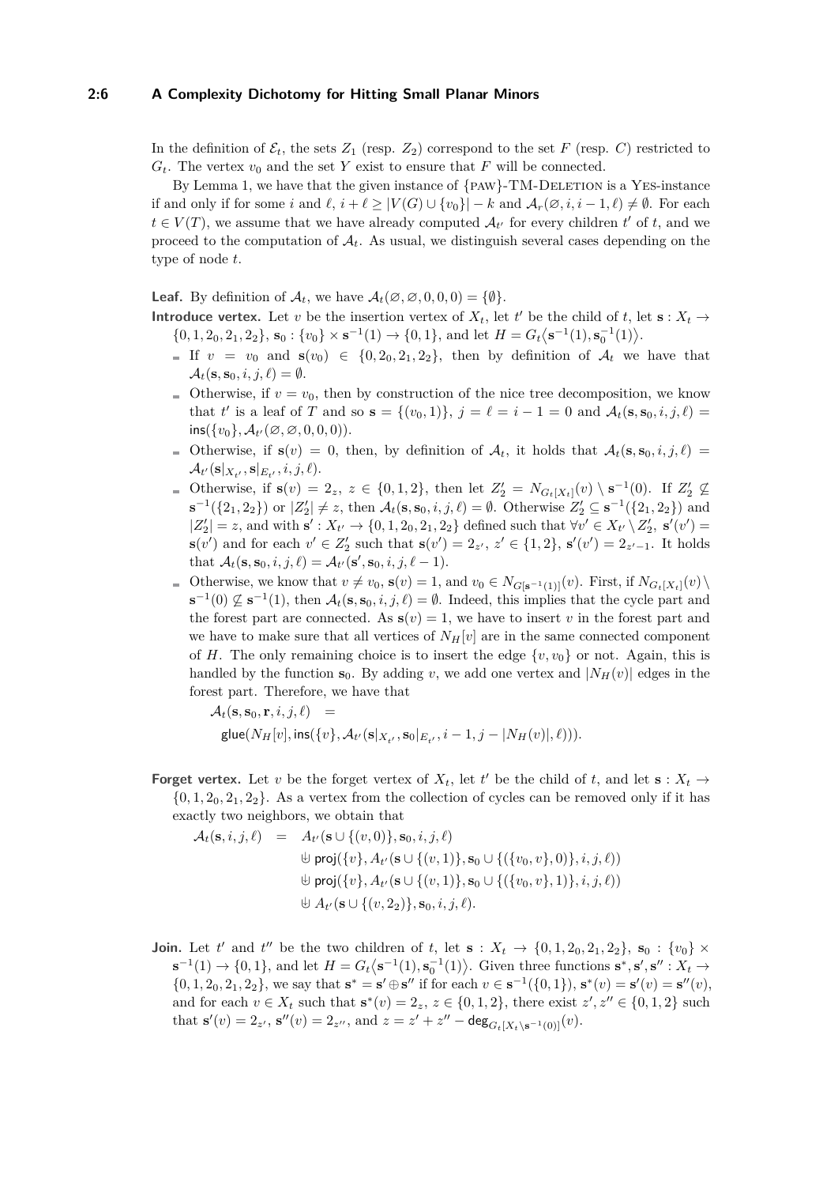In the definition of $\mathcal{E}_t$, the sets $Z_1$ (resp. $Z_2$) correspond to the set $F$ (resp. $C$) restricted to $G_t$. The vertex $v_0$ and the set $Y$ exist to ensure that $F$ will be connected.

By Lemma 1, we have that the given instance of {PAW}-TM-DELETION is a YES-instance if and only if for some $i$ and $\ell$, $i + \ell \geq |V(G) \cup \{v_0\}| - k$ and $\mathcal{A}_r(\varnothing, i, i-1, \ell) \neq \emptyset$. For each $t \in V(T)$, we assume that we have already computed $\mathcal{A}_{t'}$ for every children $t'$ of $t$, and we proceed to the computation of $\mathcal{A}_t$. As usual, we distinguish several cases depending on the type of node $t$.

**Leaf.** By definition of $\mathcal{A}_t$, we have $\mathcal{A}_t(\varnothing, \varnothing, 0, 0, 0) = \{\emptyset\}$.

**Introduce vertex.** Let $v$ be the insertion vertex of $X_t$, let $t'$ be the child of $t$, let $\mathbf{s} : X_t \to \{0, 1, 2_0, 2_1, 2_2\}$, $\mathbf{s}_0 : \{v_0\} \times \mathbf{s}^{-1}(1) \to \{0, 1\}$, and let $H = G_t\langle \mathbf{s}^{-1}(1), \mathbf{s}_0^{-1}(1)\rangle$.

- If $v = v_0$ and $\mathbf{s}(v_0) \in \{0, 2_0, 2_1, 2_2\}$, then by definition of $\mathcal{A}_t$ we have that $\mathcal{A}_t(\mathbf{s}, \mathbf{s}_0, i, j, \ell) = \emptyset$.
- Otherwise, if $v = v_0$, then by construction of the nice tree decomposition, we know that $t'$ is a leaf of $T$ and so $\mathbf{s} = \{(v_0, 1)\}$, $j = \ell = i - 1 = 0$ and $\mathcal{A}_t(\mathbf{s}, \mathbf{s}_0, i, j, \ell) = \mathsf{ins}(\{v_0\}, \mathcal{A}_{t'}(\varnothing, \varnothing, 0, 0, 0))$.
- Otherwise, if $\mathbf{s}(v) = 0$, then, by definition of $\mathcal{A}_t$, it holds that $\mathcal{A}_t(\mathbf{s}, \mathbf{s}_0, i, j, \ell) = \mathcal{A}_{t'}(\mathbf{s}|_{X_{t'}}, \mathbf{s}|_{E_{t'}}, i, j, \ell)$.
- Otherwise, if $\mathbf{s}(v) = 2_z$, $z \in \{0, 1, 2\}$, then let $Z_2' = N_{G_t[X_t]}(v) \setminus \mathbf{s}^{-1}(0)$. If $Z_2' \not\subseteq \mathbf{s}^{-1}(\{2_1, 2_2\})$ or $|Z_2'| \neq z$, then $\mathcal{A}_t(\mathbf{s}, \mathbf{s}_0, i, j, \ell) = \emptyset$. Otherwise $Z_2' \subseteq \mathbf{s}^{-1}(\{2_1, 2_2\})$ and $|Z_2'| = z$, and with $\mathbf{s}' : X_{t'} \to \{0, 1, 2_0, 2_1, 2_2\}$ defined such that $\forall v' \in X_{t'} \setminus Z_2'$, $\mathbf{s}'(v') = \mathbf{s}(v')$ and for each $v' \in Z_2'$ such that $\mathbf{s}(v') = 2_{z'}$, $z' \in \{1, 2\}$, $\mathbf{s}'(v') = 2_{z'-1}$. It holds that $\mathcal{A}_t(\mathbf{s}, \mathbf{s}_0, i, j, \ell) = \mathcal{A}_{t'}(\mathbf{s}', \mathbf{s}_0, i, j, \ell - 1)$.
- Otherwise, we know that $v \neq v_0$, $\mathbf{s}(v) = 1$, and $v_0 \in N_{G[\mathbf{s}^{-1}(1)]}(v)$. First, if $N_{G_t[X_t]}(v) \setminus \mathbf{s}^{-1}(0) \not\subseteq \mathbf{s}^{-1}(1)$, then $\mathcal{A}_t(\mathbf{s}, \mathbf{s}_0, i, j, \ell) = \emptyset$. Indeed, this implies that the cycle part and the forest part are connected. As $\mathbf{s}(v) = 1$, we have to insert $v$ in the forest part and we have to make sure that all vertices of $N_H[v]$ are in the same connected component of $H$. The only remaining choice is to insert the edge $\{v, v_0\}$ or not. Again, this is handled by the function $\mathbf{s}_0$. By adding $v$, we add one vertex and $|N_H(v)|$ edges in the forest part. Therefore, we have that

$$
\begin{aligned}
\mathcal{A}_t(\mathbf{s}, \mathbf{s}_0, \mathbf{r}, i, j, \ell) \quad = \\
\mathsf{glue}(N_H[v], \mathsf{ins}(\{v\}, \mathcal{A}_{t'}(\mathbf{s}|_{X_{t'}}, \mathbf{s}_0|_{E_{t'}}, i-1, j - |N_H(v)|, \ell))).
\end{aligned}
$$

**Forget vertex.** Let $v$ be the forget vertex of $X_t$, let $t'$ be the child of $t$, and let $\mathbf{s} : X_t \to \{0, 1, 2_0, 2_1, 2_2\}$. As a vertex from the collection of cycles can be removed only if it has exactly two neighbors, we obtain that

$$
\begin{aligned}
\mathcal{A}_t(\mathbf{s}, i, j, \ell) \quad = \quad & A_{t'}(\mathbf{s} \cup \{(v, 0)\}, \mathbf{s}_0, i, j, \ell) \\
& \uplus \mathsf{proj}(\{v\}, A_{t'}(\mathbf{s} \cup \{(v, 1)\}, \mathbf{s}_0 \cup \{(\{v_0, v\}, 0)\}, i, j, \ell)) \\
& \uplus \mathsf{proj}(\{v\}, A_{t'}(\mathbf{s} \cup \{(v, 1)\}, \mathbf{s}_0 \cup \{(\{v_0, v\}, 1)\}, i, j, \ell)) \\
& \uplus A_{t'}(\mathbf{s} \cup \{(v, 2_2)\}, \mathbf{s}_0, i, j, \ell).
\end{aligned}
$$

**Join.** Let $t'$ and $t''$ be the two children of $t$, let $\mathbf{s} : X_t \to \{0, 1, 2_0, 2_1, 2_2\}$, $\mathbf{s}_0 : \{v_0\} \times \mathbf{s}^{-1}(1) \to \{0, 1\}$, and let $H = G_t\langle \mathbf{s}^{-1}(1), \mathbf{s}_0^{-1}(1)\rangle$. Given three functions $\mathbf{s}^*, \mathbf{s}', \mathbf{s}'' : X_t \to \{0, 1, 2_0, 2_1, 2_2\}$, we say that $\mathbf{s}^* = \mathbf{s}' \oplus \mathbf{s}''$ if for each $v \in \mathbf{s}^{-1}(\{0, 1\})$, $\mathbf{s}^*(v) = \mathbf{s}'(v) = \mathbf{s}''(v)$, and for each $v \in X_t$ such that $\mathbf{s}^*(v) = 2_z$, $z \in \{0, 1, 2\}$, there exist $z', z'' \in \{0, 1, 2\}$ such that $\mathbf{s}'(v) = 2_{z'}$, $\mathbf{s}''(v) = 2_{z''}$, and $z = z' + z'' - \mathsf{deg}_{G_t[X_t \setminus \mathbf{s}^{-1}(0)]}(v)$.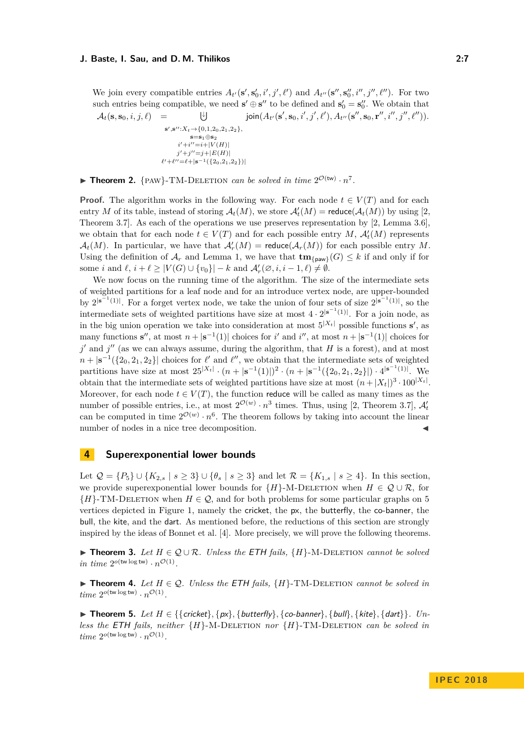We join every compatible entries $A_{t'}(\mathbf{s}', \mathbf{s}_0', i', j', \ell')$ and $A_{t''}(\mathbf{s}'', \mathbf{s}_0'', i'', j'', \ell'')$. For two such entries being compatible, we need $\mathbf{s}' \oplus \mathbf{s}''$ to be defined and $\mathbf{s}_0' = \mathbf{s}_0''$. We obtain that

$$\mathcal{A}_t(\mathbf{s}, \mathbf{s}_0, i, j, \ell) \quad = \biguplus_{\substack{\mathbf{s}', \mathbf{s}'' : X_t \to \{0,1,2_0,2_1,2_2\}, \\ \mathbf{s} = \mathbf{s}_1 \oplus \mathbf{s}_2 \\ i' + i'' = i + |V(H)| \\ j' + j'' = j + |E(H)| \\ \ell' + \ell'' = \ell + |\mathbf{s}^{-1}(\{2_0, 2_1, 2_2\})|}} \mathsf{join}(A_{t'}(\mathbf{s}', \mathbf{s}_0, i', j', \ell'), A_{t''}(\mathbf{s}'', \mathbf{s}_0, \mathbf{r}'', i'', j'', \ell'')).$$

▶ **Theorem 2.** $\{\text{PAW}\}$-TM-Deletion *can be solved in time* $2^{\mathcal{O}(\mathsf{tw})} \cdot n^7$.

**Proof.** The algorithm works in the following way. For each node $t \in V(T)$ and for each entry $M$ of its table, instead of storing $\mathcal{A}_t(M)$, we store $\mathcal{A}_t'(M) = \mathsf{reduce}(\mathcal{A}_t(M))$ by using [2, Theorem 3.7]. As each of the operations we use preserves representation by [2, Lemma 3.6], we obtain that for each node $t \in V(T)$ and for each possible entry $M$, $\mathcal{A}_t'(M)$ represents $\mathcal{A}_t(M)$. In particular, we have that $\mathcal{A}_r'(M) = \mathsf{reduce}(\mathcal{A}_r(M))$ for each possible entry $M$. Using the definition of $\mathcal{A}_r$ and Lemma 1, we have that $\mathbf{tm}_{\{\mathsf{paw}\}}(G) \leq k$ if and only if for some $i$ and $\ell$, $i + \ell \geq |V(G) \cup \{v_0\}| - k$ and $\mathcal{A}_r'(\varnothing, i, i-1, \ell) \neq \emptyset$.

We now focus on the running time of the algorithm. The size of the intermediate sets of weighted partitions for a leaf node and for an introduce vertex node, are upper-bounded by $2^{|\mathbf{s}^{-1}(1)|}$. For a forget vertex node, we take the union of four sets of size $2^{|\mathbf{s}^{-1}(1)|}$, so the intermediate sets of weighted partitions have size at most $4 \cdot 2^{|\mathbf{s}^{-1}(1)|}$. For a join node, as in the big union operation we take into consideration at most $5^{|X_t|}$ possible functions $\mathbf{s}'$, as many functions $\mathbf{s}''$, at most $n + |\mathbf{s}^{-1}(1)|$ choices for $i'$ and $i''$, at most $n + |\mathbf{s}^{-1}(1)|$ choices for $j'$ and $j''$ (as we can always assume, during the algorithm, that $H$ is a forest), and at most $n + |\mathbf{s}^{-1}(\{2_0, 2_1, 2_2\})|$ choices for $\ell'$ and $\ell''$, we obtain that the intermediate sets of weighted partitions have size at most $25^{|X_t|} \cdot (n + |\mathbf{s}^{-1}(1)|)^2 \cdot (n + |\mathbf{s}^{-1}(\{2_0, 2_1, 2_2\}|) \cdot 4^{|\mathbf{s}^{-1}(1)|}$. We obtain that the intermediate sets of weighted partitions have size at most $(n + |X_t|)^3 \cdot 100^{|X_t|}$. Moreover, for each node $t \in V(T)$, the function $\mathsf{reduce}$ will be called as many times as the number of possible entries, i.e., at most $2^{\mathcal{O}(w)} \cdot n^3$ times. Thus, using [2, Theorem 3.7], $\mathcal{A}_t'$ can be computed in time $2^{\mathcal{O}(w)} \cdot n^6$. The theorem follows by taking into account the linear number of nodes in a nice tree decomposition. ◀

## 4 Superexponential lower bounds

Let $\mathcal{Q} = \{P_5\} \cup \{K_{2,s} \mid s \geq 3\} \cup \{\theta_s \mid s \geq 3\}$ and let $\mathcal{R} = \{K_{1,s} \mid s \geq 4\}$. In this section, we provide superexponential lower bounds for $\{H\}$-M-Deletion when $H \in \mathcal{Q} \cup \mathcal{R}$, for $\{H\}$-TM-Deletion when $H \in \mathcal{Q}$, and for both problems for some particular graphs on 5 vertices depicted in Figure 1, namely the cricket, the px, the butterfly, the co-banner, the bull, the kite, and the dart. As mentioned before, the reductions of this section are strongly inspired by the ideas of Bonnet et al. [4]. More precisely, we will prove the following theorems.

▶ **Theorem 3.** *Let $H \in \mathcal{Q} \cup \mathcal{R}$. Unless the ETH fails, $\{H\}$-M-Deletion cannot be solved in time $2^{o(\mathsf{tw} \log \mathsf{tw})} \cdot n^{\mathcal{O}(1)}$.*

▶ **Theorem 4.** *Let $H \in \mathcal{Q}$. Unless the ETH fails, $\{H\}$-TM-Deletion cannot be solved in time $2^{o(\mathsf{tw} \log \mathsf{tw})} \cdot n^{\mathcal{O}(1)}$.*

▶ **Theorem 5.** *Let $H \in \{\{cricket\}, \{px\}, \{butterfly\}, \{co\text{-}banner\}, \{bull\}, \{kite\}, \{dart\}\}$. Unless the ETH fails, neither $\{H\}$-M-Deletion nor $\{H\}$-TM-Deletion can be solved in time $2^{o(\mathsf{tw} \log \mathsf{tw})} \cdot n^{\mathcal{O}(1)}$.*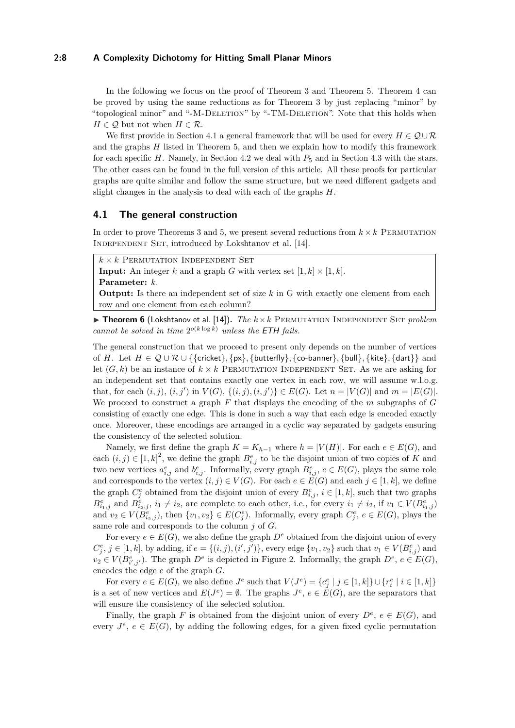In the following we focus on the proof of Theorem 3 and Theorem 5. Theorem 4 can be proved by using the same reductions as for Theorem 3 by just replacing "minor" by "topological minor" and "-M-Deletion" by "-TM-Deletion". Note that this holds when $H \in \mathcal{Q}$ but not when $H \in \mathcal{R}$.

We first provide in Section 4.1 a general framework that will be used for every $H \in \mathcal{Q} \cup \mathcal{R}$ and the graphs $H$ listed in Theorem 5, and then we explain how to modify this framework for each specific $H$. Namely, in Section 4.2 we deal with $P_5$ and in Section 4.3 with the stars. The other cases can be found in the full version of this article. All these proofs for particular graphs are quite similar and follow the same structure, but we need different gadgets and slight changes in the analysis to deal with each of the graphs $H$.

## 4.1 The general construction

In order to prove Theorems 3 and 5, we present several reductions from $k \times k$ Permutation Independent Set, introduced by Lokshtanov et al. [14].

> $k \times k$ Permutation Independent Set
> **Input:** An integer $k$ and a graph $G$ with vertex set $[1, k] \times [1, k]$.
> **Parameter:** $k$.
> **Output:** Is there an independent set of size $k$ in G with exactly one element from each row and one element from each column?

▶ **Theorem 6** (Lokshtanov et al. [14]). *The $k \times k$ Permutation Independent Set problem cannot be solved in time $2^{o(k \log k)}$ unless the ETH fails.*

The general construction that we proceed to present only depends on the number of vertices of $H$. Let $H \in \mathcal{Q} \cup \mathcal{R} \cup \{\{\mathsf{cricket}\}, \{\mathsf{px}\}, \{\mathsf{butterfly}\}, \{\mathsf{co\text{-}banner}\}, \{\mathsf{bull}\}, \{\mathsf{kite}\}, \{\mathsf{dart}\}\}$ and let $(G, k)$ be an instance of $k \times k$ Permutation Independent Set. As we are asking for an independent set that contains exactly one vertex in each row, we will assume w.l.o.g. that, for each $(i, j)$, $(i, j')$ in $V(G)$, $\{(i, j), (i, j')\} \in E(G)$. Let $n = |V(G)|$ and $m = |E(G)|$. We proceed to construct a graph $F$ that displays the encoding of the $m$ subgraphs of $G$ consisting of exactly one edge. This is done in such a way that each edge is encoded exactly once. Moreover, these encodings are arranged in a cyclic way separated by gadgets ensuring the consistency of the selected solution.

Namely, we first define the graph $K = K_{h-1}$ where $h = |V(H)|$. For each $e \in E(G)$, and each $(i, j) \in [1, k]^2$, we define the graph $B^e_{i,j}$ to be the disjoint union of two copies of $K$ and two new vertices $a^e_{i,j}$ and $b^e_{i,j}$. Informally, every graph $B^e_{i,j}$, $e \in E(G)$, plays the same role and corresponds to the vertex $(i, j) \in V(G)$. For each $e \in E(G)$ and each $j \in [1, k]$, we define the graph $C^e_j$ obtained from the disjoint union of every $B^e_{i,j}$, $i \in [1, k]$, such that two graphs $B^e_{i_1,j}$ and $B^e_{i_2,j}$, $i_1 \neq i_2$, are complete to each other, i.e., for every $i_1 \neq i_2$, if $v_1 \in V(B^e_{i_1,j})$ and $v_2 \in V(B^e_{i_2,j})$, then $\{v_1, v_2\} \in E(C^e_j)$. Informally, every graph $C^e_j$, $e \in E(G)$, plays the same role and corresponds to the column $j$ of $G$.

For every $e \in E(G)$, we also define the graph $D^e$ obtained from the disjoint union of every $C^e_j$, $j \in [1, k]$, by adding, if $e = \{(i, j), (i', j')\}$, every edge $\{v_1, v_2\}$ such that $v_1 \in V(B^e_{i,j})$ and $v_2 \in V(B^e_{i',j'})$. The graph $D^e$ is depicted in Figure 2. Informally, the graph $D^e$, $e \in E(G)$, encodes the edge $e$ of the graph $G$.

For every $e \in E(G)$, we also define $J^e$ such that $V(J^e) = \{c^e_j \mid j \in [1, k]\} \cup \{r^e_i \mid i \in [1, k]\}$ is a set of new vertices and $E(J^e) = \emptyset$. The graphs $J^e$, $e \in E(G)$, are the separators that will ensure the consistency of the selected solution.

Finally, the graph $F$ is obtained from the disjoint union of every $D^e$, $e \in E(G)$, and every $J^e$, $e \in E(G)$, by adding the following edges, for a given fixed cyclic permutation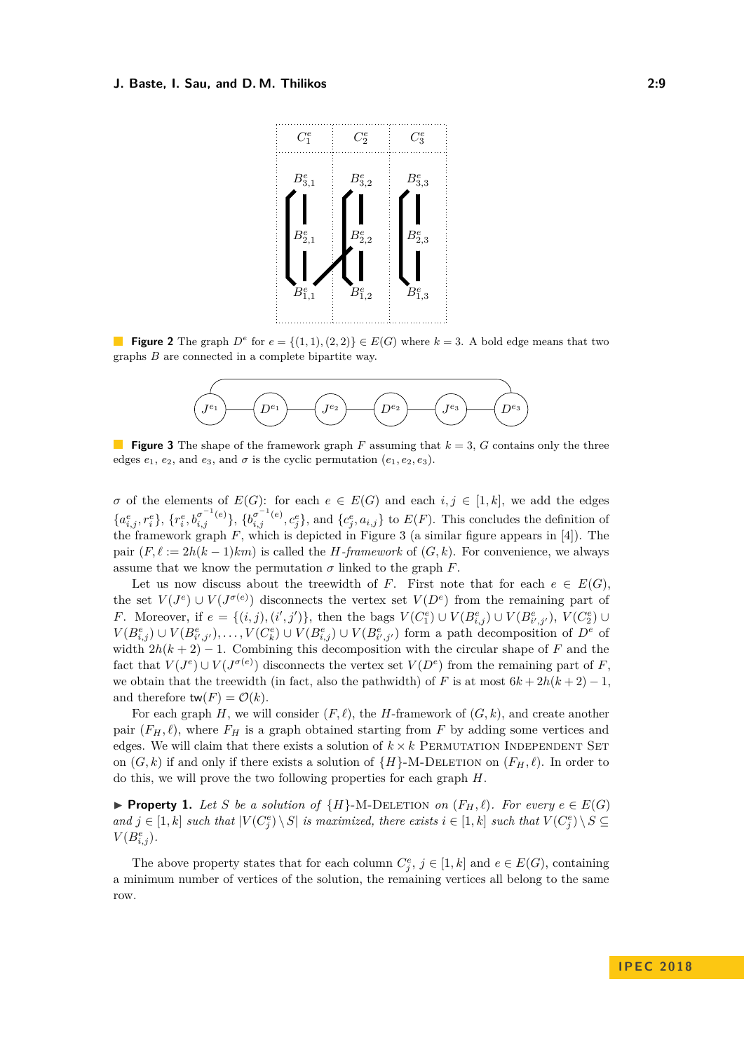**Figure 2** The graph $D^e$ for $e = \{(1,1),(2,2)\} \in E(G)$ where $k = 3$. A bold edge means that two graphs $B$ are connected in a complete bipartite way.

**Figure 3** The shape of the framework graph $F$ assuming that $k = 3$, $G$ contains only the three edges $e_1$, $e_2$, and $e_3$, and $\sigma$ is the cyclic permutation $(e_1, e_2, e_3)$.

$\sigma$ of the elements of $E(G)$: for each $e \in E(G)$ and each $i, j \in [1,k]$, we add the edges $\{a^e_{i,j}, r^e_i\}$, $\{r^e_i, b^{\sigma^{-1}(e)}_{i,j}\}$, $\{b^{\sigma^{-1}(e)}_{i,j}, c^e_j\}$, and $\{c^e_j, a_{i,j}\}$ to $E(F)$. This concludes the definition of the framework graph $F$, which is depicted in Figure 3 (a similar figure appears in [4]). The pair $(F, \ell := 2h(k-1)km)$ is called the *$H$-framework* of $(G,k)$. For convenience, we always assume that we know the permutation $\sigma$ linked to the graph $F$.

Let us now discuss about the treewidth of $F$. First note that for each $e \in E(G)$, the set $V(J^e) \cup V(J^{\sigma(e)})$ disconnects the vertex set $V(D^e)$ from the remaining part of $F$. Moreover, if $e = \{(i,j),(i',j')\}$, then the bags $V(C^e_1) \cup V(B^e_{i,j}) \cup V(B^e_{i',j'})$, $V(C^e_2) \cup V(B^e_{i,j}) \cup V(B^e_{i',j'}), \ldots, V(C^e_k) \cup V(B^e_{i,j}) \cup V(B^e_{i',j'})$ form a path decomposition of $D^e$ of width $2h(k+2)-1$. Combining this decomposition with the circular shape of $F$ and the fact that $V(J^e) \cup V(J^{\sigma(e)})$ disconnects the vertex set $V(D^e)$ from the remaining part of $F$, we obtain that the treewidth (in fact, also the pathwidth) of $F$ is at most $6k + 2h(k+2) - 1$, and therefore $\mathsf{tw}(F) = \mathcal{O}(k)$.

For each graph $H$, we will consider $(F, \ell)$, the $H$-framework of $(G,k)$, and create another pair $(F_H, \ell)$, where $F_H$ is a graph obtained starting from $F$ by adding some vertices and edges. We will claim that there exists a solution of $k \times k$ Permutation Independent Set on $(G,k)$ if and only if there exists a solution of $\{H\}$-M-Deletion on $(F_H, \ell)$. In order to do this, we will prove the two following properties for each graph $H$.

▶ **Property 1.** *Let $S$ be a solution of $\{H\}$-M-Deletion on $(F_H, \ell)$. For every $e \in E(G)$ and $j \in [1,k]$ such that $|V(C^e_j) \setminus S|$ is maximized, there exists $i \in [1,k]$ such that $V(C^e_j) \setminus S \subseteq V(B^e_{i,j})$.*

The above property states that for each column $C^e_j$, $j \in [1,k]$ and $e \in E(G)$, containing a minimum number of vertices of the solution, the remaining vertices all belong to the same row.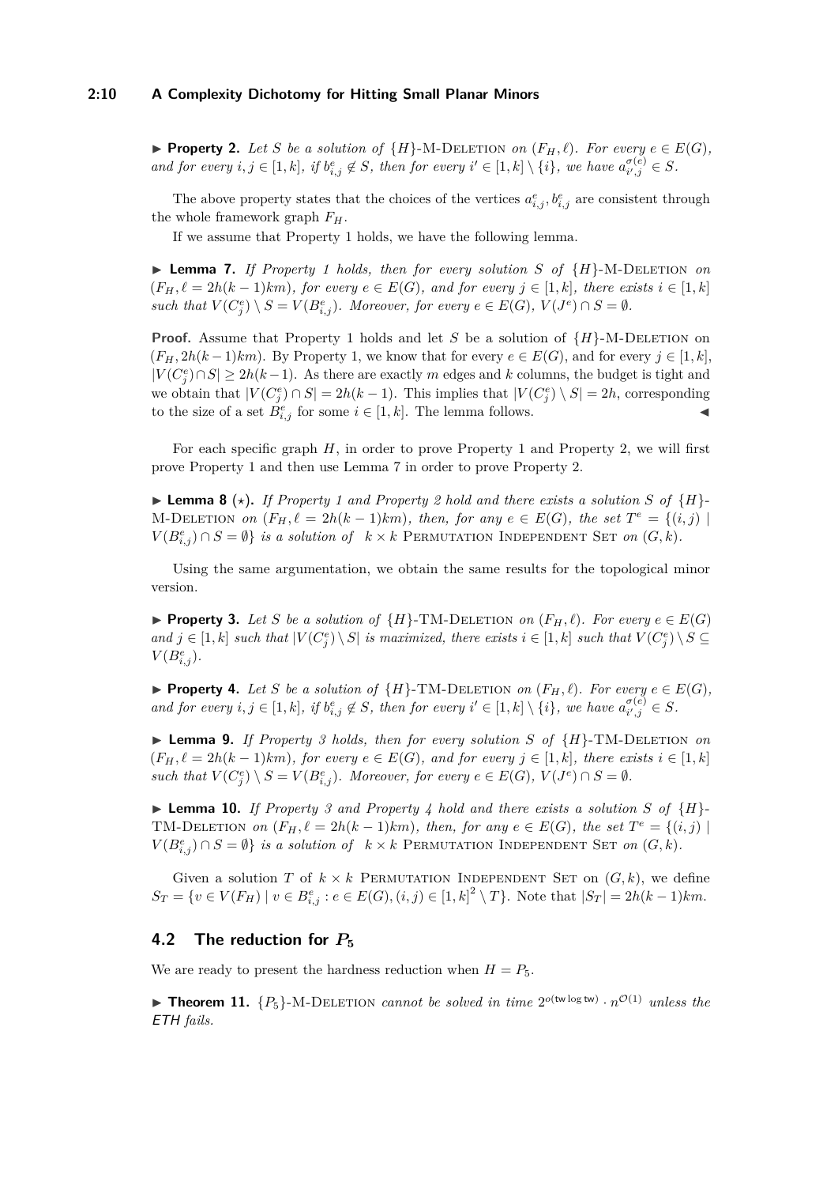▶ **Property 2.** *Let $S$ be a solution of $\{H\}$-M-Deletion on $(F_H, \ell)$. For every $e \in E(G)$, and for every $i, j \in [1, k]$, if $b^e_{i,j} \notin S$, then for every $i' \in [1, k] \setminus \{i\}$, we have $a^{\sigma(e)}_{i',j} \in S$.*

The above property states that the choices of the vertices $a^e_{i,j}, b^e_{i,j}$ are consistent through the whole framework graph $F_H$.

If we assume that Property 1 holds, we have the following lemma.

▶ **Lemma 7.** *If Property 1 holds, then for every solution $S$ of $\{H\}$-M-Deletion on $(F_H, \ell = 2h(k-1)km)$, for every $e \in E(G)$, and for every $j \in [1, k]$, there exists $i \in [1, k]$ such that $V(C^e_j) \setminus S = V(B^e_{i,j})$. Moreover, for every $e \in E(G)$, $V(J^e) \cap S = \emptyset$.*

**Proof.** Assume that Property 1 holds and let $S$ be a solution of $\{H\}$-M-Deletion on $(F_H, 2h(k-1)km)$. By Property 1, we know that for every $e \in E(G)$, and for every $j \in [1, k]$, $|V(C^e_j) \cap S| \geq 2h(k-1)$. As there are exactly $m$ edges and $k$ columns, the budget is tight and we obtain that $|V(C^e_j) \cap S| = 2h(k-1)$. This implies that $|V(C^e_j) \setminus S| = 2h$, corresponding to the size of a set $B^e_{i,j}$ for some $i \in [1, k]$. The lemma follows. ◀

For each specific graph $H$, in order to prove Property 1 and Property 2, we will first prove Property 1 and then use Lemma 7 in order to prove Property 2.

▶ **Lemma 8** ($\star$)**.** *If Property 1 and Property 2 hold and there exists a solution $S$ of $\{H\}$-M-Deletion on $(F_H, \ell = 2h(k-1)km)$, then, for any $e \in E(G)$, the set $T^e = \{(i, j) \mid V(B^e_{i,j}) \cap S = \emptyset\}$ is a solution of $k \times k$ Permutation Independent Set on $(G, k)$.*

Using the same argumentation, we obtain the same results for the topological minor version.

▶ **Property 3.** *Let $S$ be a solution of $\{H\}$-TM-Deletion on $(F_H, \ell)$. For every $e \in E(G)$ and $j \in [1, k]$ such that $|V(C^e_j) \setminus S|$ is maximized, there exists $i \in [1, k]$ such that $V(C^e_j) \setminus S \subseteq V(B^e_{i,j})$.*

▶ **Property 4.** *Let $S$ be a solution of $\{H\}$-TM-Deletion on $(F_H, \ell)$. For every $e \in E(G)$, and for every $i, j \in [1, k]$, if $b^e_{i,j} \notin S$, then for every $i' \in [1, k] \setminus \{i\}$, we have $a^{\sigma(e)}_{i',j} \in S$.*

▶ **Lemma 9.** *If Property 3 holds, then for every solution $S$ of $\{H\}$-TM-Deletion on $(F_H, \ell = 2h(k-1)km)$, for every $e \in E(G)$, and for every $j \in [1, k]$, there exists $i \in [1, k]$ such that $V(C^e_j) \setminus S = V(B^e_{i,j})$. Moreover, for every $e \in E(G)$, $V(J^e) \cap S = \emptyset$.*

▶ **Lemma 10.** *If Property 3 and Property 4 hold and there exists a solution $S$ of $\{H\}$-TM-Deletion on $(F_H, \ell = 2h(k-1)km)$, then, for any $e \in E(G)$, the set $T^e = \{(i, j) \mid V(B^e_{i,j}) \cap S = \emptyset\}$ is a solution of $k \times k$ Permutation Independent Set on $(G, k)$.*

Given a solution $T$ of $k \times k$ Permutation Independent Set on $(G, k)$, we define $S_T = \{v \in V(F_H) \mid v \in B^e_{i,j} : e \in E(G), (i, j) \in [1, k]^2 \setminus T\}$. Note that $|S_T| = 2h(k-1)km$.

## 4.2 The reduction for $P_5$

We are ready to present the hardness reduction when $H = P_5$.

▶ **Theorem 11.** *$\{P_5\}$-M-Deletion cannot be solved in time $2^{o(\mathsf{tw} \log \mathsf{tw})} \cdot n^{\mathcal{O}(1)}$ unless the ETH fails.*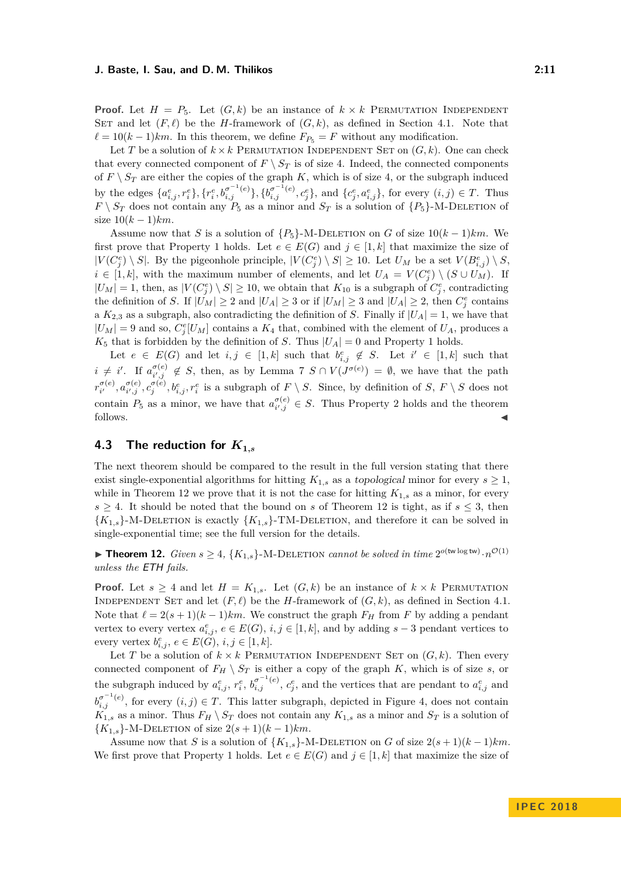**Proof.** Let $H = P_5$. Let $(G, k)$ be an instance of $k \times k$ Permutation Independent Set and let $(F, \ell)$ be the $H$-framework of $(G, k)$, as defined in Section 4.1. Note that $\ell = 10(k-1)km$. In this theorem, we define $F_{P_5} = F$ without any modification.

Let $T$ be a solution of $k \times k$ Permutation Independent Set on $(G, k)$. One can check that every connected component of $F \setminus S_T$ is of size 4. Indeed, the connected components of $F \setminus S_T$ are either the copies of the graph $K$, which is of size 4, or the subgraph induced by the edges $\{a^e_{i,j}, r^e_i\}, \{r^e_i, b^{\sigma^{-1}(e)}_{i,j}\}, \{b^{\sigma^{-1}(e)}_{i,j}, c^e_j\}$, and $\{c^e_j, a^e_{i,j}\}$, for every $(i,j) \in T$. Thus $F \setminus S_T$ does not contain any $P_5$ as a minor and $S_T$ is a solution of $\{P_5\}$-M-Deletion of size $10(k-1)km$.

Assume now that $S$ is a solution of $\{P_5\}$-M-Deletion on $G$ of size $10(k-1)km$. We first prove that Property 1 holds. Let $e \in E(G)$ and $j \in [1,k]$ that maximize the size of $|V(C^e_j) \setminus S|$. By the pigeonhole principle, $|V(C^e_j) \setminus S| \geq 10$. Let $U_M$ be a set $V(B^e_{i,j}) \setminus S$, $i \in [1,k]$, with the maximum number of elements, and let $U_A = V(C^e_j) \setminus (S \cup U_M)$. If $|U_M| = 1$, then, as $|V(C^e_j) \setminus S| \geq 10$, we obtain that $K_{10}$ is a subgraph of $C^e_j$, contradicting the definition of $S$. If $|U_M| \geq 2$ and $|U_A| \geq 3$ or if $|U_M| \geq 3$ and $|U_A| \geq 2$, then $C^e_j$ contains a $K_{2,3}$ as a subgraph, also contradicting the definition of $S$. Finally if $|U_A| = 1$, we have that $|U_M| = 9$ and so, $C^e_j[U_M]$ contains a $K_4$ that, combined with the element of $U_A$, produces a $K_5$ that is forbidden by the definition of $S$. Thus $|U_A| = 0$ and Property 1 holds.

Let $e \in E(G)$ and let $i, j \in [1,k]$ such that $b^e_{i,j} \notin S$. Let $i' \in [1,k]$ such that $i \neq i'$. If $a^{\sigma(e)}_{i',j} \notin S$, then, as by Lemma 7 $S \cap V(J^{\sigma(e)}) = \emptyset$, we have that the path $r^{\sigma(e)}_{i'}, a^{\sigma(e)}_{i',j}, c^{\sigma(e)}_j, b^e_{i,j}, r^e_i$ is a subgraph of $F \setminus S$. Since, by definition of $S$, $F \setminus S$ does not contain $P_5$ as a minor, we have that $a^{\sigma(e)}_{i',j} \in S$. Thus Property 2 holds and the theorem follows. ◀

## 4.3 The reduction for $K_{1,s}$

The next theorem should be compared to the result in the full version stating that there exist single-exponential algorithms for hitting $K_{1,s}$ as a *topological* minor for every $s \geq 1$, while in Theorem 12 we prove that it is not the case for hitting $K_{1,s}$ as a minor, for every $s \geq 4$. It should be noted that the bound on $s$ of Theorem 12 is tight, as if $s \leq 3$, then $\{K_{1,s}\}$-M-Deletion is exactly $\{K_{1,s}\}$-TM-Deletion, and therefore it can be solved in single-exponential time; see the full version for the details.

▶ **Theorem 12.** *Given $s \geq 4$, $\{K_{1,s}\}$-M-Deletion cannot be solved in time $2^{o(\mathsf{tw} \log \mathsf{tw})} \cdot n^{\mathcal{O}(1)}$ unless the ETH fails.*

**Proof.** Let $s \geq 4$ and let $H = K_{1,s}$. Let $(G, k)$ be an instance of $k \times k$ Permutation Independent Set and let $(F, \ell)$ be the $H$-framework of $(G, k)$, as defined in Section 4.1. Note that $\ell = 2(s+1)(k-1)km$. We construct the graph $F_H$ from $F$ by adding a pendant vertex to every vertex $a^e_{i,j}$, $e \in E(G)$, $i, j \in [1,k]$, and by adding $s-3$ pendant vertices to every vertex $b^e_{i,j}$, $e \in E(G)$, $i, j \in [1,k]$.

Let $T$ be a solution of $k \times k$ Permutation Independent Set on $(G, k)$. Then every connected component of $F_H \setminus S_T$ is either a copy of the graph $K$, which is of size $s$, or the subgraph induced by $a^e_{i,j}$, $r^e_i$, $b^{\sigma^{-1}(e)}_{i,j}$, $c^e_j$, and the vertices that are pendant to $a^e_{i,j}$ and $b^{\sigma^{-1}(e)}_{i,j}$, for every $(i,j) \in T$. This latter subgraph, depicted in Figure 4, does not contain $K_{1,s}$ as a minor. Thus $F_H \setminus S_T$ does not contain any $K_{1,s}$ as a minor and $S_T$ is a solution of $\{K_{1,s}\}$-M-Deletion of size $2(s+1)(k-1)km$.

Assume now that $S$ is a solution of $\{K_{1,s}\}$-M-Deletion on $G$ of size $2(s+1)(k-1)km$. We first prove that Property 1 holds. Let $e \in E(G)$ and $j \in [1,k]$ that maximize the size of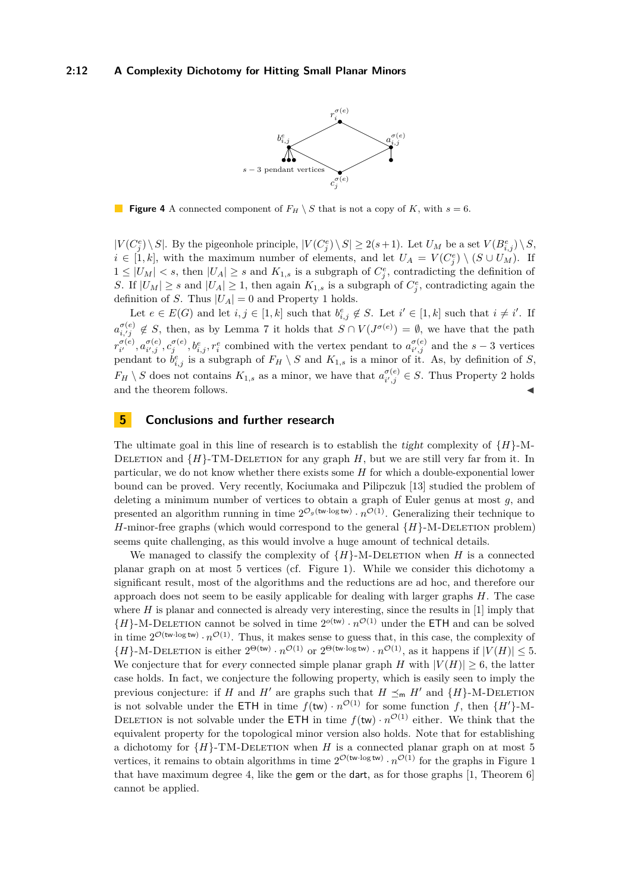**Figure 4** A connected component of $F_H \setminus S$ that is not a copy of $K$, with $s = 6$.

$|V(C_j^e) \setminus S|$. By the pigeonhole principle, $|V(C_j^e) \setminus S| \geq 2(s+1)$. Let $U_M$ be a set $V(B_{i,j}^e) \setminus S$, $i \in [1,k]$, with the maximum number of elements, and let $U_A = V(C_j^e) \setminus (S \cup U_M)$. If $1 \leq |U_M| < s$, then $|U_A| \geq s$ and $K_{1,s}$ is a subgraph of $C_j^e$, contradicting the definition of $S$. If $|U_M| \geq s$ and $|U_A| \geq 1$, then again $K_{1,s}$ is a subgraph of $C_j^e$, contradicting again the definition of $S$. Thus $|U_A| = 0$ and Property 1 holds.

Let $e \in E(G)$ and let $i, j \in [1,k]$ such that $b_{i,j}^e \notin S$. Let $i' \in [1,k]$ such that $i \neq i'$. If $a_{i',j}^{\sigma(e)} \notin S$, then, as by Lemma 7 it holds that $S \cap V(J^{\sigma(e)}) = \emptyset$, we have that the path $r_{i'}^{\sigma(e)}, a_{i',j}^{\sigma(e)}, c_j^{\sigma(e)}, b_{i,j}^e, r_i^e$ combined with the vertex pendant to $a_{i',j}^{\sigma(e)}$ and the $s-3$ vertices pendant to $b_{i,j}^e$ is a subgraph of $F_H \setminus S$ and $K_{1,s}$ is a minor of it. As, by definition of $S$, $F_H \setminus S$ does not contains $K_{1,s}$ as a minor, we have that $a_{i',j}^{\sigma(e)} \in S$. Thus Property 2 holds and the theorem follows. ◀

## 5 Conclusions and further research

The ultimate goal in this line of research is to establish the *tight* complexity of $\{H\}$-M-Deletion and $\{H\}$-TM-Deletion for any graph $H$, but we are still very far from it. In particular, we do not know whether there exists some $H$ for which a double-exponential lower bound can be proved. Very recently, Kociumaka and Pilipczuk [13] studied the problem of deleting a minimum number of vertices to obtain a graph of Euler genus at most $g$, and presented an algorithm running in time $2^{\mathcal{O}_g(\mathsf{tw} \cdot \log \mathsf{tw})} \cdot n^{\mathcal{O}(1)}$. Generalizing their technique to $H$-minor-free graphs (which would correspond to the general $\{H\}$-M-Deletion problem) seems quite challenging, as this would involve a huge amount of technical details.

We managed to classify the complexity of $\{H\}$-M-Deletion when $H$ is a connected planar graph on at most 5 vertices (cf. Figure 1). While we consider this dichotomy a significant result, most of the algorithms and the reductions are ad hoc, and therefore our approach does not seem to be easily applicable for dealing with larger graphs $H$. The case where $H$ is planar and connected is already very interesting, since the results in [1] imply that $\{H\}$-M-Deletion cannot be solved in time $2^{o(\mathsf{tw})} \cdot n^{\mathcal{O}(1)}$ under the ETH and can be solved in time $2^{\mathcal{O}(\mathsf{tw} \cdot \log \mathsf{tw})} \cdot n^{\mathcal{O}(1)}$. Thus, it makes sense to guess that, in this case, the complexity of $\{H\}$-M-Deletion is either $2^{\Theta(\mathsf{tw})} \cdot n^{\mathcal{O}(1)}$ or $2^{\Theta(\mathsf{tw} \cdot \log \mathsf{tw})} \cdot n^{\mathcal{O}(1)}$, as it happens if $|V(H)| \leq 5$. We conjecture that for *every* connected simple planar graph $H$ with $|V(H)| \geq 6$, the latter case holds. In fact, we conjecture the following property, which is easily seen to imply the previous conjecture: if $H$ and $H'$ are graphs such that $H \preceq_{\mathsf{m}} H'$ and $\{H\}$-M-Deletion is not solvable under the ETH in time $f(\mathsf{tw}) \cdot n^{\mathcal{O}(1)}$ for some function $f$, then $\{H'\}$-M-Deletion is not solvable under the ETH in time $f(\mathsf{tw}) \cdot n^{\mathcal{O}(1)}$ either. We think that the equivalent property for the topological minor version also holds. Note that for establishing a dichotomy for $\{H\}$-TM-Deletion when $H$ is a connected planar graph on at most 5 vertices, it remains to obtain algorithms in time $2^{\mathcal{O}(\mathsf{tw} \cdot \log \mathsf{tw})} \cdot n^{\mathcal{O}(1)}$ for the graphs in Figure 1 that have maximum degree 4, like the gem or the dart, as for those graphs [1, Theorem 6] cannot be applied.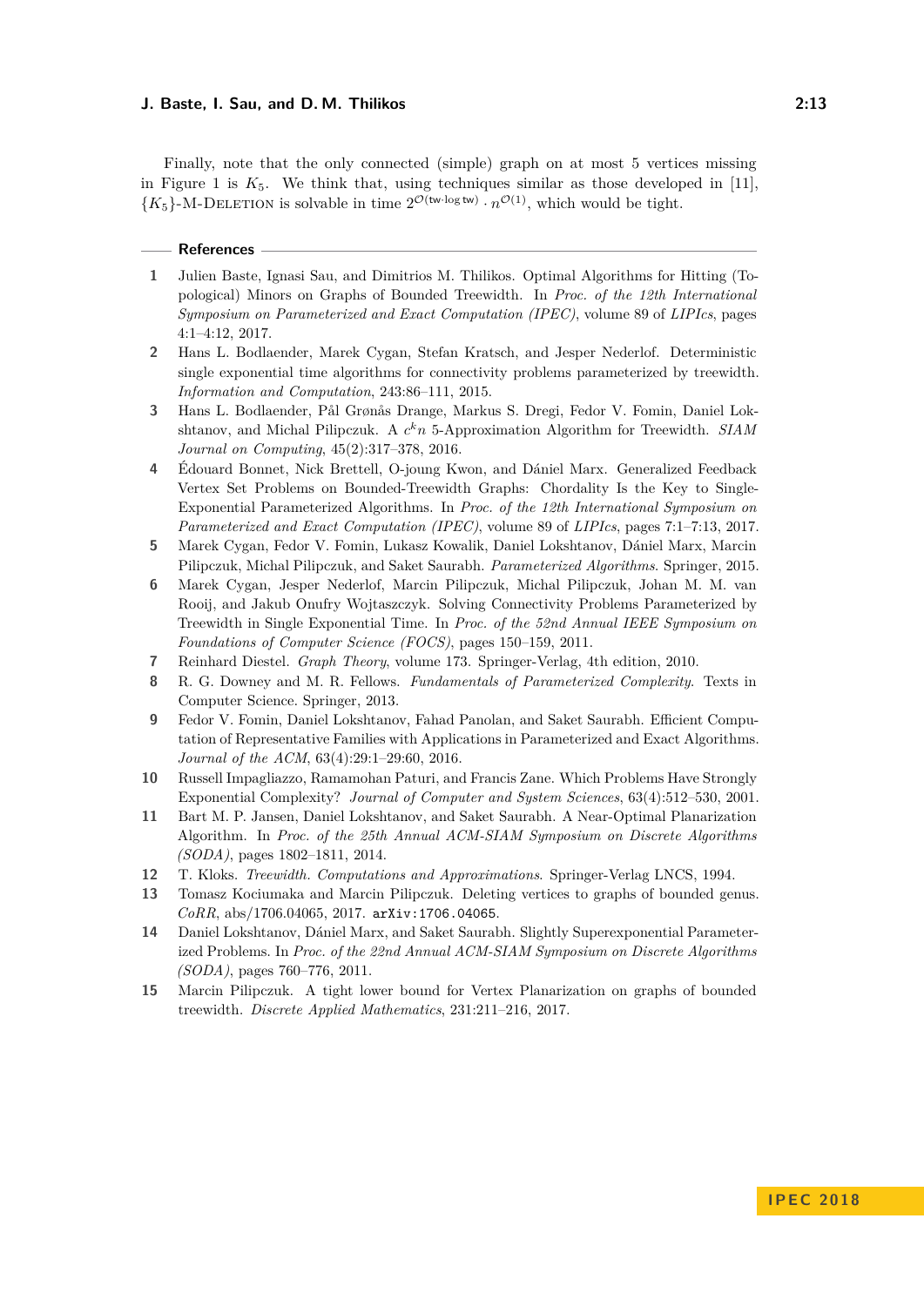Finally, note that the only connected (simple) graph on at most 5 vertices missing in Figure 1 is $K_5$. We think that, using techniques similar as those developed in [11], $\{K_5\}$-M-Deletion is solvable in time $2^{\mathcal{O}(\mathsf{tw} \cdot \log \mathsf{tw})} \cdot n^{\mathcal{O}(1)}$, which would be tight.

## References

1. Julien Baste, Ignasi Sau, and Dimitrios M. Thilikos. Optimal Algorithms for Hitting (Topological) Minors on Graphs of Bounded Treewidth. In *Proc. of the 12th International Symposium on Parameterized and Exact Computation (IPEC)*, volume 89 of *LIPIcs*, pages 4:1–4:12, 2017.
2. Hans L. Bodlaender, Marek Cygan, Stefan Kratsch, and Jesper Nederlof. Deterministic single exponential time algorithms for connectivity problems parameterized by treewidth. *Information and Computation*, 243:86–111, 2015.
3. Hans L. Bodlaender, Pål Grønås Drange, Markus S. Dregi, Fedor V. Fomin, Daniel Lokshtanov, and Michal Pilipczuk. A $c^k n$ 5-Approximation Algorithm for Treewidth. *SIAM Journal on Computing*, 45(2):317–378, 2016.
4. Édouard Bonnet, Nick Brettell, O-joung Kwon, and Dániel Marx. Generalized Feedback Vertex Set Problems on Bounded-Treewidth Graphs: Chordality Is the Key to Single-Exponential Parameterized Algorithms. In *Proc. of the 12th International Symposium on Parameterized and Exact Computation (IPEC)*, volume 89 of *LIPIcs*, pages 7:1–7:13, 2017.
5. Marek Cygan, Fedor V. Fomin, Lukasz Kowalik, Daniel Lokshtanov, Dániel Marx, Marcin Pilipczuk, Michal Pilipczuk, and Saket Saurabh. *Parameterized Algorithms*. Springer, 2015.
6. Marek Cygan, Jesper Nederlof, Marcin Pilipczuk, Michal Pilipczuk, Johan M. M. van Rooij, and Jakub Onufry Wojtaszczyk. Solving Connectivity Problems Parameterized by Treewidth in Single Exponential Time. In *Proc. of the 52nd Annual IEEE Symposium on Foundations of Computer Science (FOCS)*, pages 150–159, 2011.
7. Reinhard Diestel. *Graph Theory*, volume 173. Springer-Verlag, 4th edition, 2010.
8. R. G. Downey and M. R. Fellows. *Fundamentals of Parameterized Complexity*. Texts in Computer Science. Springer, 2013.
9. Fedor V. Fomin, Daniel Lokshtanov, Fahad Panolan, and Saket Saurabh. Efficient Computation of Representative Families with Applications in Parameterized and Exact Algorithms. *Journal of the ACM*, 63(4):29:1–29:60, 2016.
10. Russell Impagliazzo, Ramamohan Paturi, and Francis Zane. Which Problems Have Strongly Exponential Complexity? *Journal of Computer and System Sciences*, 63(4):512–530, 2001.
11. Bart M. P. Jansen, Daniel Lokshtanov, and Saket Saurabh. A Near-Optimal Planarization Algorithm. In *Proc. of the 25th Annual ACM-SIAM Symposium on Discrete Algorithms (SODA)*, pages 1802–1811, 2014.
12. T. Kloks. *Treewidth. Computations and Approximations*. Springer-Verlag LNCS, 1994.
13. Tomasz Kociumaka and Marcin Pilipczuk. Deleting vertices to graphs of bounded genus. *CoRR*, abs/1706.04065, 2017. `arXiv:1706.04065`.
14. Daniel Lokshtanov, Dániel Marx, and Saket Saurabh. Slightly Superexponential Parameterized Problems. In *Proc. of the 22nd Annual ACM-SIAM Symposium on Discrete Algorithms (SODA)*, pages 760–776, 2011.
15. Marcin Pilipczuk. A tight lower bound for Vertex Planarization on graphs of bounded treewidth. *Discrete Applied Mathematics*, 231:211–216, 2017.